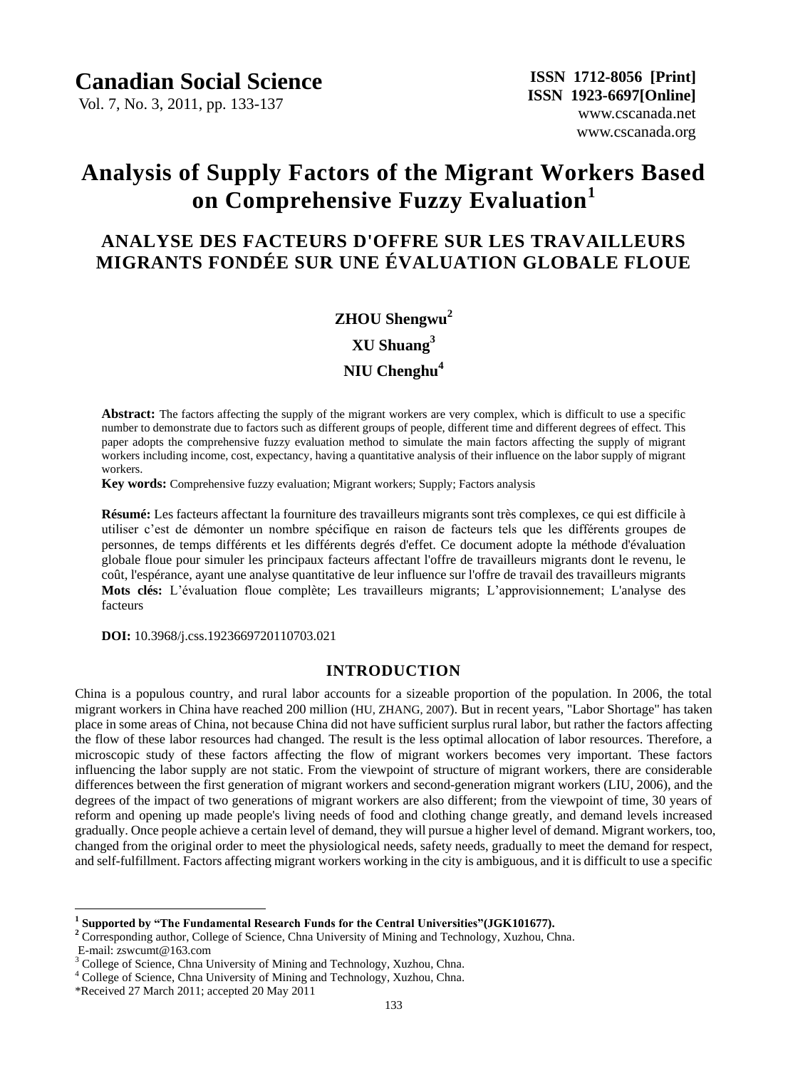# Analysis of Supply Factors of the Migrant Workers Based on Comprehensive Fuzzy Evaluation[1]

## ANALYSE DES FACTEURS D'OFFRE SUR LES TRAVAILLEURS MIGRANTS FONDÉE SUR UNE ÉVALUATION GLOBALE FLOUE

**ZHOU Shengwu**[2]

**XU Shuang**[3]

**NIU Chenghu**[4]

**Abstract:** The factors affecting the supply of the migrant workers are very complex, which is difficult to use a specific number to demonstrate due to factors such as different groups of people, different time and different degrees of effect. This paper adopts the comprehensive fuzzy evaluation method to simulate the main factors affecting the supply of migrant workers including income, cost, expectancy, having a quantitative analysis of their influence on the labor supply of migrant workers.

**Key words:** Comprehensive fuzzy evaluation; Migrant workers; Supply; Factors analysis

**Résumé:** Les facteurs affectant la fourniture des travailleurs migrants sont très complexes, ce qui est difficile à utiliser c'est de démonter un nombre spécifique en raison de facteurs tels que les différents groupes de personnes, de temps différents et les différents degrés d'effet. Ce document adopte la méthode d'évaluation globale floue pour simuler les principaux facteurs affectant l'offre de travailleurs migrants dont le revenu, le coût, l'espérance, ayant une analyse quantitative de leur influence sur l'offre de travail des travailleurs migrants

**Mots clés:** L'évaluation floue complète; Les travailleurs migrants; L'approvisionnement; L'analyse des facteurs

**DOI:** 10.3968/j.css.1923669720110703.021

## INTRODUCTION

China is a populous country, and rural labor accounts for a sizeable proportion of the population. In 2006, the total migrant workers in China have reached 200 million (HU, ZHANG, 2007). But in recent years, "Labor Shortage" has taken place in some areas of China, not because China did not have sufficient surplus rural labor, but rather the factors affecting the flow of these labor resources had changed. The result is the less optimal allocation of labor resources. Therefore, a microscopic study of these factors affecting the flow of migrant workers becomes very important. These factors influencing the labor supply are not static. From the viewpoint of structure of migrant workers, there are considerable differences between the first generation of migrant workers and second-generation migrant workers (LIU, 2006), and the degrees of the impact of two generations of migrant workers are also different; from the viewpoint of time, 30 years of reform and opening up made people's living needs of food and clothing change greatly, and demand levels increased gradually. Once people achieve a certain level of demand, they will pursue a higher level of demand. Migrant workers, too, changed from the original order to meet the physiological needs, safety needs, gradually to meet the demand for respect, and self-fulfillment. Factors affecting migrant workers working in the city is ambiguous, and it is difficult to use a specific

---

[1] **Supported by "The Fundamental Research Funds for the Central Universities"(JGK101677).**

[2] Corresponding author, College of Science, Chna University of Mining and Technology, Xuzhou, Chna. E-mail: zswcumt@163.com

[3] College of Science, Chna University of Mining and Technology, Xuzhou, Chna.

[4] College of Science, Chna University of Mining and Technology, Xuzhou, Chna.

*Received 27 March 2011; accepted 20 May 2011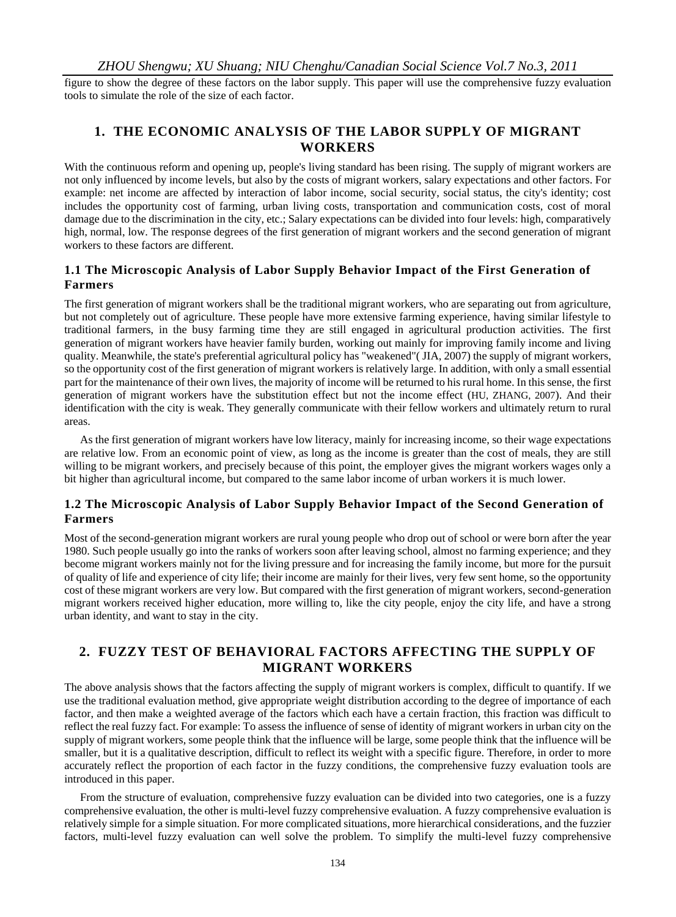figure to show the degree of these factors on the labor supply. This paper will use the comprehensive fuzzy evaluation tools to simulate the role of the size of each factor.

## 1. THE ECONOMIC ANALYSIS OF THE LABOR SUPPLY OF MIGRANT WORKERS

With the continuous reform and opening up, people's living standard has been rising. The supply of migrant workers are not only influenced by income levels, but also by the costs of migrant workers, salary expectations and other factors. For example: net income are affected by interaction of labor income, social security, social status, the city's identity; cost includes the opportunity cost of farming, urban living costs, transportation and communication costs, cost of moral damage due to the discrimination in the city, etc.; Salary expectations can be divided into four levels: high, comparatively high, normal, low. The response degrees of the first generation of migrant workers and the second generation of migrant workers to these factors are different.

### 1.1 The Microscopic Analysis of Labor Supply Behavior Impact of the First Generation of Farmers

The first generation of migrant workers shall be the traditional migrant workers, who are separating out from agriculture, but not completely out of agriculture. These people have more extensive farming experience, having similar lifestyle to traditional farmers, in the busy farming time they are still engaged in agricultural production activities. The first generation of migrant workers have heavier family burden, working out mainly for improving family income and living quality. Meanwhile, the state's preferential agricultural policy has "weakened"( JIA, 2007) the supply of migrant workers, so the opportunity cost of the first generation of migrant workers is relatively large. In addition, with only a small essential part for the maintenance of their own lives, the majority of income will be returned to his rural home. In this sense, the first generation of migrant workers have the substitution effect but not the income effect (HU, ZHANG, 2007). And their identification with the city is weak. They generally communicate with their fellow workers and ultimately return to rural areas.

As the first generation of migrant workers have low literacy, mainly for increasing income, so their wage expectations are relative low. From an economic point of view, as long as the income is greater than the cost of meals, they are still willing to be migrant workers, and precisely because of this point, the employer gives the migrant workers wages only a bit higher than agricultural income, but compared to the same labor income of urban workers it is much lower.

### 1.2 The Microscopic Analysis of Labor Supply Behavior Impact of the Second Generation of Farmers

Most of the second-generation migrant workers are rural young people who drop out of school or were born after the year 1980. Such people usually go into the ranks of workers soon after leaving school, almost no farming experience; and they become migrant workers mainly not for the living pressure and for increasing the family income, but more for the pursuit of quality of life and experience of city life; their income are mainly for their lives, very few sent home, so the opportunity cost of these migrant workers are very low. But compared with the first generation of migrant workers, second-generation migrant workers received higher education, more willing to, like the city people, enjoy the city life, and have a strong urban identity, and want to stay in the city.

## 2. FUZZY TEST OF BEHAVIORAL FACTORS AFFECTING THE SUPPLY OF MIGRANT WORKERS

The above analysis shows that the factors affecting the supply of migrant workers is complex, difficult to quantify. If we use the traditional evaluation method, give appropriate weight distribution according to the degree of importance of each factor, and then make a weighted average of the factors which each have a certain fraction, this fraction was difficult to reflect the real fuzzy fact. For example: To assess the influence of sense of identity of migrant workers in urban city on the supply of migrant workers, some people think that the influence will be large, some people think that the influence will be smaller, but it is a qualitative description, difficult to reflect its weight with a specific figure. Therefore, in order to more accurately reflect the proportion of each factor in the fuzzy conditions, the comprehensive fuzzy evaluation tools are introduced in this paper.

From the structure of evaluation, comprehensive fuzzy evaluation can be divided into two categories, one is a fuzzy comprehensive evaluation, the other is multi-level fuzzy comprehensive evaluation. A fuzzy comprehensive evaluation is relatively simple for a simple situation. For more complicated situations, more hierarchical considerations, and the fuzzier factors, multi-level fuzzy evaluation can well solve the problem. To simplify the multi-level fuzzy comprehensive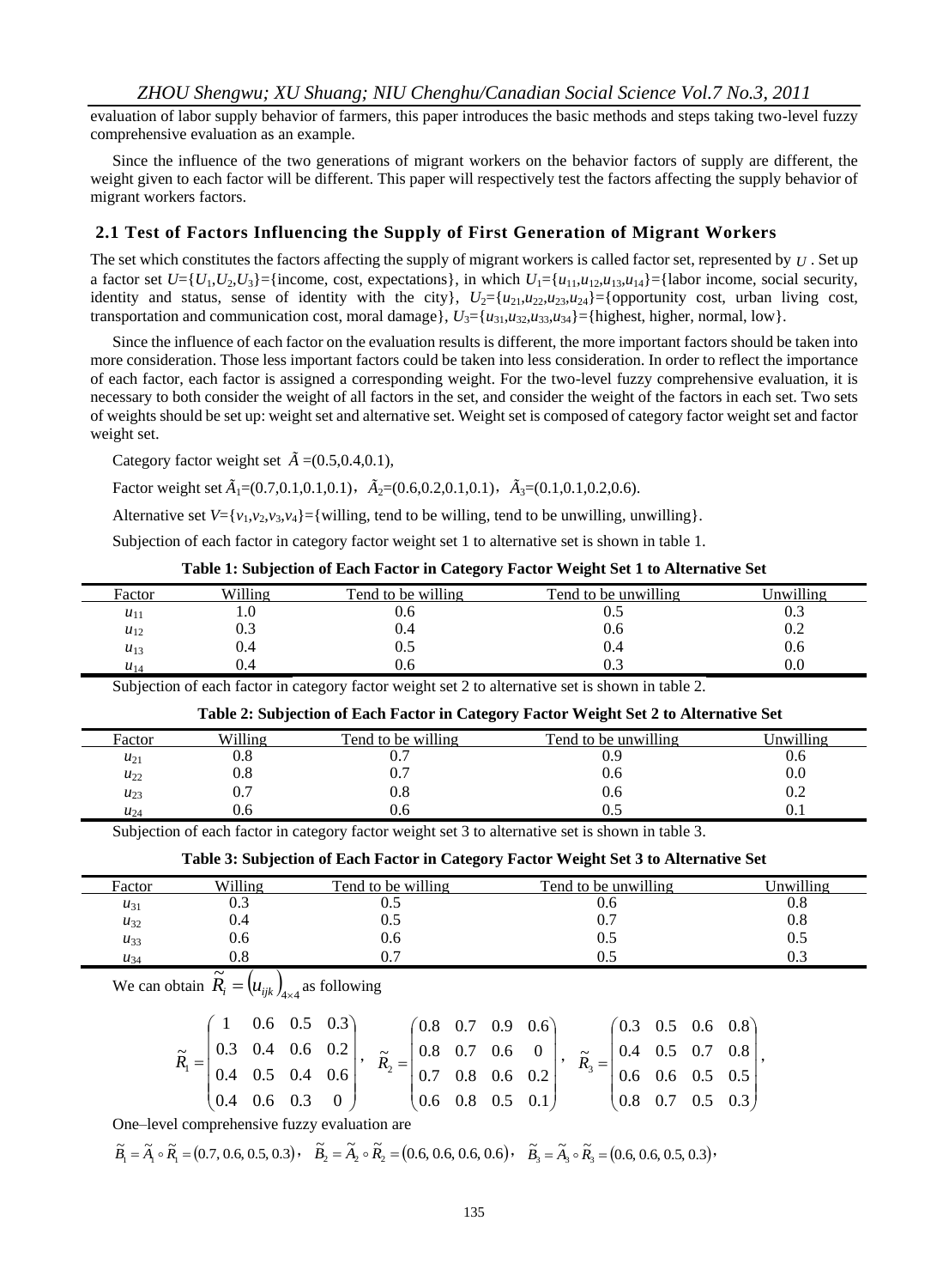evaluation of labor supply behavior of farmers, this paper introduces the basic methods and steps taking two-level fuzzy comprehensive evaluation as an example.

Since the influence of the two generations of migrant workers on the behavior factors of supply are different, the weight given to each factor will be different. This paper will respectively test the factors affecting the supply behavior of migrant workers factors.

## 2.1 Test of Factors Influencing the Supply of First Generation of Migrant Workers

The set which constitutes the factors affecting the supply of migrant workers is called factor set, represented by $U$. Set up a factor set $U$={$U_1$,$U_2$,$U_3$}={income, cost, expectations}, in which $U_1$={$u_{11}$,$u_{12}$,$u_{13}$,$u_{14}$}={labor income, social security, identity and status, sense of identity with the city}, $U_2$={$u_{21}$,$u_{22}$,$u_{23}$,$u_{24}$}={opportunity cost, urban living cost, transportation and communication cost, moral damage}, $U_3$={$u_{31}$,$u_{32}$,$u_{33}$,$u_{34}$}={highest, higher, normal, low}.

Since the influence of each factor on the evaluation results is different, the more important factors should be taken into more consideration. Those less important factors could be taken into less consideration. In order to reflect the importance of each factor, each factor is assigned a corresponding weight. For the two-level fuzzy comprehensive evaluation, it is necessary to both consider the weight of all factors in the set, and consider the weight of the factors in each set. Two sets of weights should be set up: weight set and alternative set. Weight set is composed of category factor weight set and factor weight set.

Category factor weight set $\tilde{A}$ =(0.5,0.4,0.1),

Factor weight set $\tilde{A}_1$=(0.7,0.1,0.1,0.1)，$\tilde{A}_2$=(0.6,0.2,0.1,0.1)，$\tilde{A}_3$=(0.1,0.1,0.2,0.6).

Alternative set $V$={$v_1$,$v_2$,$v_3$,$v_4$}={willing, tend to be willing, tend to be unwilling, unwilling}.

Subjection of each factor in category factor weight set 1 to alternative set is shown in table 1.

**Table 1: Subjection of Each Factor in Category Factor Weight Set 1 to Alternative Set**

| Factor | Willing | Tend to be willing | Tend to be unwilling | Unwilling |
|---|---|---|---|---|
| $u_{11}$ | 1.0 | 0.6 | 0.5 | 0.3 |
| $u_{12}$ | 0.3 | 0.4 | 0.6 | 0.2 |
| $u_{13}$ | 0.4 | 0.5 | 0.4 | 0.6 |
| $u_{14}$ | 0.4 | 0.6 | 0.3 | 0.0 |

Subjection of each factor in category factor weight set 2 to alternative set is shown in table 2.

**Table 2: Subjection of Each Factor in Category Factor Weight Set 2 to Alternative Set**

| Factor | Willing | Tend to be willing | Tend to be unwilling | Unwilling |
|---|---|---|---|---|
| $u_{21}$ | 0.8 | 0.7 | 0.9 | 0.6 |
| $u_{22}$ | 0.8 | 0.7 | 0.6 | 0.0 |
| $u_{23}$ | 0.7 | 0.8 | 0.6 | 0.2 |
| $u_{24}$ | 0.6 | 0.6 | 0.5 | 0.1 |

Subjection of each factor in category factor weight set 3 to alternative set is shown in table 3.

**Table 3: Subjection of Each Factor in Category Factor Weight Set 3 to Alternative Set**

| Factor | Willing | Tend to be willing | Tend to be unwilling | Unwilling |
|---|---|---|---|---|
| $u_{31}$ | 0.3 | 0.5 | 0.6 | 0.8 |
| $u_{32}$ | 0.4 | 0.5 | 0.7 | 0.8 |
| $u_{33}$ | 0.6 | 0.6 | 0.5 | 0.5 |
| $u_{34}$ | 0.8 | 0.7 | 0.5 | 0.3 |

We can obtain $\tilde{R}_i = \left(u_{ijk}\right)_{4\times 4}$ as following

$$\tilde{R}_1 = \begin{pmatrix} 1 & 0.6 & 0.5 & 0.3 \\ 0.3 & 0.4 & 0.6 & 0.2 \\ 0.4 & 0.5 & 0.4 & 0.6 \\ 0.4 & 0.6 & 0.3 & 0 \end{pmatrix}, \quad \tilde{R}_2 = \begin{pmatrix} 0.8 & 0.7 & 0.9 & 0.6 \\ 0.8 & 0.7 & 0.6 & 0 \\ 0.7 & 0.8 & 0.6 & 0.2 \\ 0.6 & 0.8 & 0.5 & 0.1 \end{pmatrix}, \quad \tilde{R}_3 = \begin{pmatrix} 0.3 & 0.5 & 0.6 & 0.8 \\ 0.4 & 0.5 & 0.7 & 0.8 \\ 0.6 & 0.6 & 0.5 & 0.5 \\ 0.8 & 0.7 & 0.5 & 0.3 \end{pmatrix},$$

One–level comprehensive fuzzy evaluation are

$\tilde{B}_1 = \tilde{A}_1 \circ \tilde{R}_1 = (0.7, 0.6, 0.5, 0.3)$， $\tilde{B}_2 = \tilde{A}_2 \circ \tilde{R}_2 = (0.6, 0.6, 0.6, 0.6)$， $\tilde{B}_3 = \tilde{A}_3 \circ \tilde{R}_3 = (0.6, 0.6, 0.5, 0.3)$，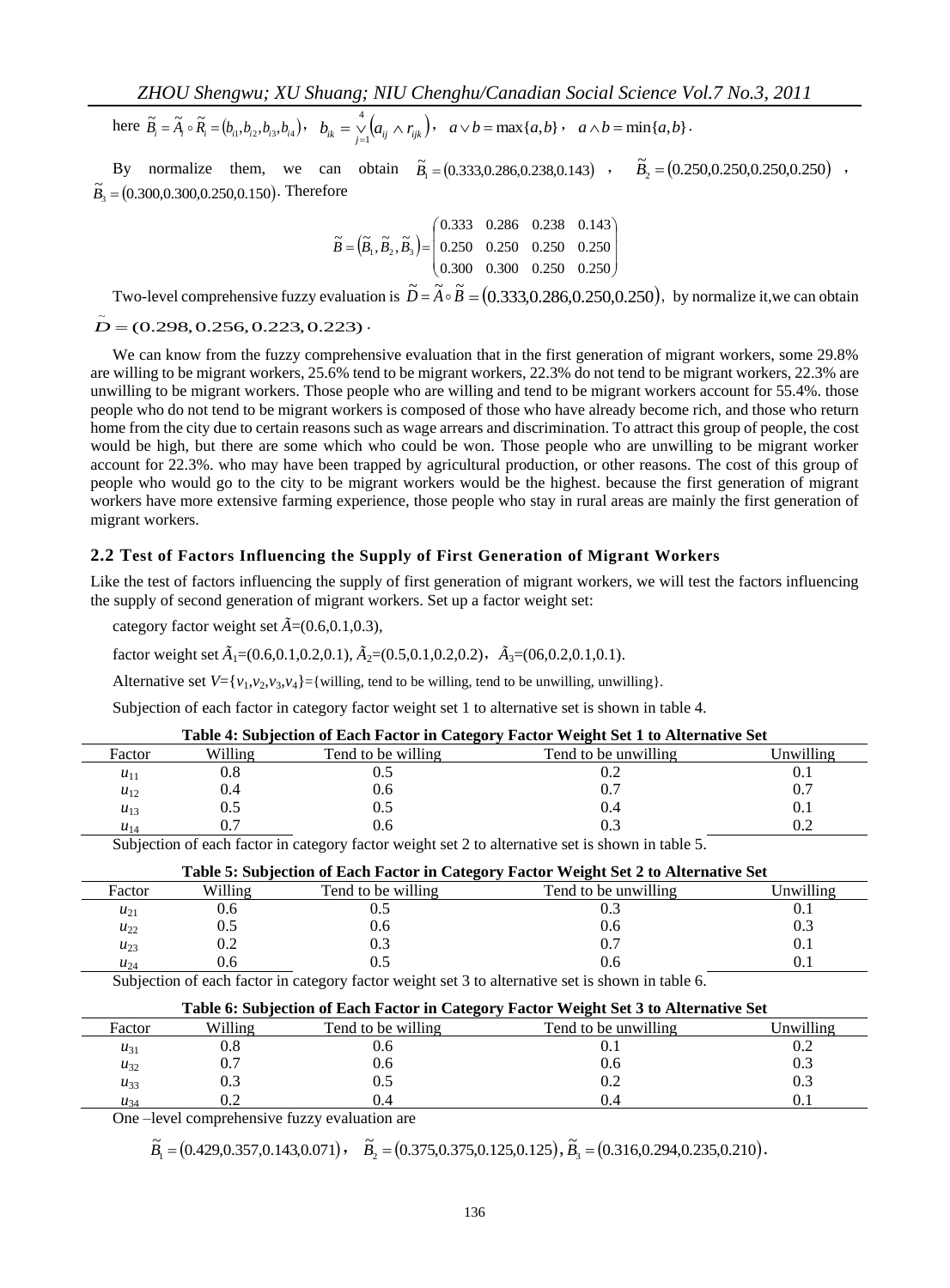here $\tilde{B}_i = \tilde{A}_i \circ \tilde{R}_i = (b_{i1}, b_{i2}, b_{i3}, b_{i4})$， $b_{ik} = \bigvee_{j=1}^{4} (a_{ij} \wedge r_{ijk})$， $a \vee b = \max\{a,b\}$， $a \wedge b = \min\{a,b\}$.

By normalize them, we can obtain $\tilde{B}_1 = (0.333, 0.286, 0.238, 0.143)$ ， $\tilde{B}_2 = (0.250, 0.250, 0.250, 0.250)$ ， $\tilde{B}_3 = (0.300, 0.300, 0.250, 0.150)$. Therefore

$$\tilde{B} = (\tilde{B}_1, \tilde{B}_2, \tilde{B}_3) = \begin{pmatrix} 0.333 & 0.286 & 0.238 & 0.143 \\ 0.250 & 0.250 & 0.250 & 0.250 \\ 0.300 & 0.300 & 0.250 & 0.250 \end{pmatrix}$$

Two-level comprehensive fuzzy evaluation is $\tilde{D} = \tilde{A} \circ \tilde{B} = (0.333, 0.286, 0.250, 0.250)$, by normalize it,we can obtain $\tilde{D} = (0.298, 0.256, 0.223, 0.223)$.

We can know from the fuzzy comprehensive evaluation that in the first generation of migrant workers, some 29.8% are willing to be migrant workers, 25.6% tend to be migrant workers, 22.3% do not tend to be migrant workers, 22.3% are unwilling to be migrant workers. Those people who are willing and tend to be migrant workers account for 55.4%. those people who do not tend to be migrant workers is composed of those who have already become rich, and those who return home from the city due to certain reasons such as wage arrears and discrimination. To attract this group of people, the cost would be high, but there are some which who could be won. Those people who are unwilling to be migrant worker account for 22.3%. who may have been trapped by agricultural production, or other reasons. The cost of this group of people who would go to the city to be migrant workers would be the highest. because the first generation of migrant workers have more extensive farming experience, those people who stay in rural areas are mainly the first generation of migrant workers.

## 2.2 Test of Factors Influencing the Supply of First Generation of Migrant Workers

Like the test of factors influencing the supply of first generation of migrant workers, we will test the factors influencing the supply of second generation of migrant workers. Set up a factor weight set:

category factor weight set $\tilde{A}$=(0.6,0.1,0.3),

factor weight set $\tilde{A}_1$=(0.6,0.1,0.2,0.1), $\tilde{A}_2$=(0.5,0.1,0.2,0.2)， $\tilde{A}_3$=(06,0.2,0.1,0.1).

Alternative set $V=\{v_1,v_2,v_3,v_4\}$={willing, tend to be willing, tend to be unwilling, unwilling}.

Subjection of each factor in category factor weight set 1 to alternative set is shown in table 4.

**Table 4: Subjection of Each Factor in Category Factor Weight Set 1 to Alternative Set**

| Factor | Willing | Tend to be willing | Tend to be unwilling | Unwilling |
|---|---|---|---|---|
| $u_{11}$ | 0.8 | 0.5 | 0.2 | 0.1 |
| $u_{12}$ | 0.4 | 0.6 | 0.7 | 0.7 |
| $u_{13}$ | 0.5 | 0.5 | 0.4 | 0.1 |
| $u_{14}$ | 0.7 | 0.6 | 0.3 | 0.2 |

Subjection of each factor in category factor weight set 2 to alternative set is shown in table 5.

**Table 5: Subjection of Each Factor in Category Factor Weight Set 2 to Alternative Set**

| Factor | Willing | Tend to be willing | Tend to be unwilling | Unwilling |
|---|---|---|---|---|
| $u_{21}$ | 0.6 | 0.5 | 0.3 | 0.1 |
| $u_{22}$ | 0.5 | 0.6 | 0.6 | 0.3 |
| $u_{23}$ | 0.2 | 0.3 | 0.7 | 0.1 |
| $u_{24}$ | 0.6 | 0.5 | 0.6 | 0.1 |

Subjection of each factor in category factor weight set 3 to alternative set is shown in table 6.

**Table 6: Subjection of Each Factor in Category Factor Weight Set 3 to Alternative Set**

| Factor | Willing | Tend to be willing | Tend to be unwilling | Unwilling |
|---|---|---|---|---|
| $u_{31}$ | 0.8 | 0.6 | 0.1 | 0.2 |
| $u_{32}$ | 0.7 | 0.6 | 0.6 | 0.3 |
| $u_{33}$ | 0.3 | 0.5 | 0.2 | 0.3 |
| $u_{34}$ | 0.2 | 0.4 | 0.4 | 0.1 |

One –level comprehensive fuzzy evaluation are

$$\tilde{B}_1 = (0.429, 0.357, 0.143, 0.071), \quad \tilde{B}_2 = (0.375, 0.375, 0.125, 0.125), \tilde{B}_3 = (0.316, 0.294, 0.235, 0.210).$$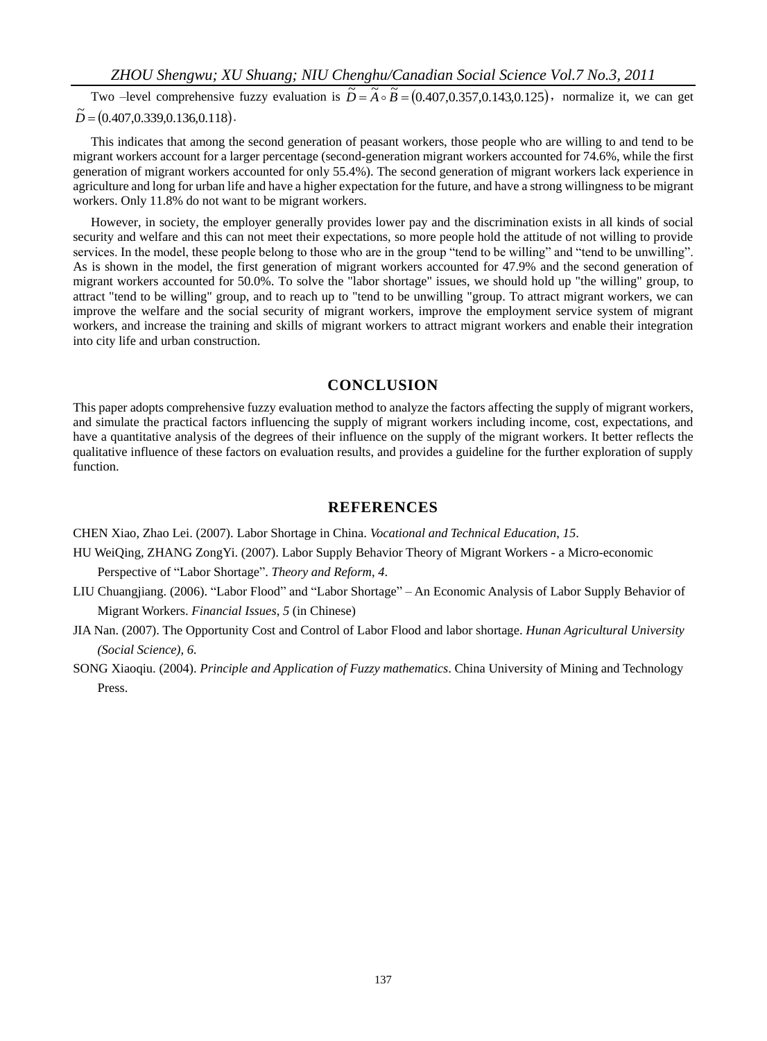Two –level comprehensive fuzzy evaluation is $\tilde{D} = \tilde{A} \circ \tilde{B} = (0.407, 0.357, 0.143, 0.125)$, normalize it, we can get $\tilde{D} = (0.407, 0.339, 0.136, 0.118)$.

This indicates that among the second generation of peasant workers, those people who are willing to and tend to be migrant workers account for a larger percentage (second-generation migrant workers accounted for 74.6%, while the first generation of migrant workers accounted for only 55.4%). The second generation of migrant workers lack experience in agriculture and long for urban life and have a higher expectation for the future, and have a strong willingness to be migrant workers. Only 11.8% do not want to be migrant workers.

However, in society, the employer generally provides lower pay and the discrimination exists in all kinds of social security and welfare and this can not meet their expectations, so more people hold the attitude of not willing to provide services. In the model, these people belong to those who are in the group "tend to be willing" and "tend to be unwilling". As is shown in the model, the first generation of migrant workers accounted for 47.9% and the second generation of migrant workers accounted for 50.0%. To solve the "labor shortage" issues, we should hold up "the willing" group, to attract "tend to be willing" group, and to reach up to "tend to be unwilling "group. To attract migrant workers, we can improve the welfare and the social security of migrant workers, improve the employment service system of migrant workers, and increase the training and skills of migrant workers to attract migrant workers and enable their integration into city life and urban construction.

## CONCLUSION

This paper adopts comprehensive fuzzy evaluation method to analyze the factors affecting the supply of migrant workers, and simulate the practical factors influencing the supply of migrant workers including income, cost, expectations, and have a quantitative analysis of the degrees of their influence on the supply of the migrant workers. It better reflects the qualitative influence of these factors on evaluation results, and provides a guideline for the further exploration of supply function.

## REFERENCES

CHEN Xiao, Zhao Lei. (2007). Labor Shortage in China. *Vocational and Technical Education*, *15*.

HU WeiQing, ZHANG ZongYi. (2007). Labor Supply Behavior Theory of Migrant Workers - a Micro-economic Perspective of "Labor Shortage". *Theory and Reform*, *4*.

LIU Chuangjiang. (2006). "Labor Flood" and "Labor Shortage" – An Economic Analysis of Labor Supply Behavior of Migrant Workers. *Financial Issues*, *5* (in Chinese)

JIA Nan. (2007). The Opportunity Cost and Control of Labor Flood and labor shortage. *Hunan Agricultural University (Social Science), 6*.

SONG Xiaoqiu. (2004). *Principle and Application of Fuzzy mathematics*. China University of Mining and Technology Press.